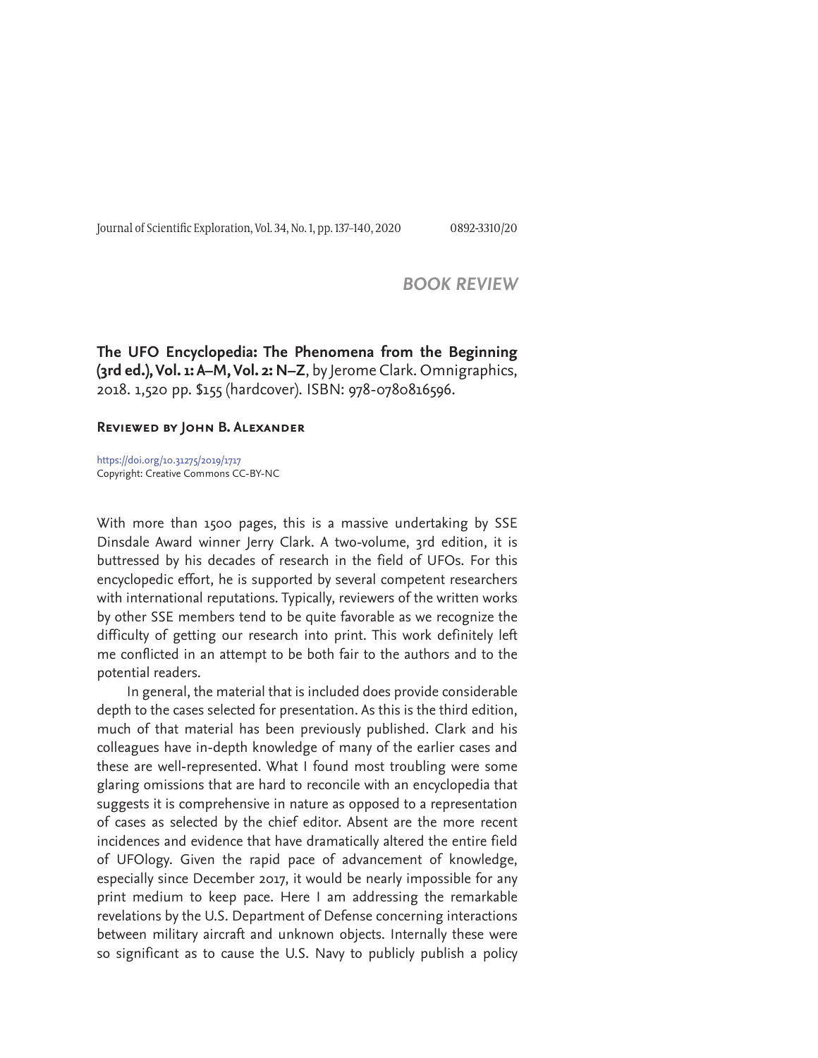## BOOK REVIEW

**The UFO Encyclopedia: The Phenomena from the Beginning (3rd ed.), Vol. 1: A–M, Vol. 2: N–Z**, by Jerome Clark. Omnigraphics, 2018. 1,520 pp. $155 (hardcover). ISBN: 978-0780816596.

**Reviewed by John B. Alexander**

https://doi.org/10.31275/2019/1717
Copyright: Creative Commons CC-BY-NC

With more than 1500 pages, this is a massive undertaking by SSE Dinsdale Award winner Jerry Clark. A two-volume, 3rd edition, it is buttressed by his decades of research in the field of UFOs. For this encyclopedic effort, he is supported by several competent researchers with international reputations. Typically, reviewers of the written works by other SSE members tend to be quite favorable as we recognize the difficulty of getting our research into print. This work definitely left me conflicted in an attempt to be both fair to the authors and to the potential readers.

In general, the material that is included does provide considerable depth to the cases selected for presentation. As this is the third edition, much of that material has been previously published. Clark and his colleagues have in-depth knowledge of many of the earlier cases and these are well-represented. What I found most troubling were some glaring omissions that are hard to reconcile with an encyclopedia that suggests it is comprehensive in nature as opposed to a representation of cases as selected by the chief editor. Absent are the more recent incidences and evidence that have dramatically altered the entire field of UFOlogy. Given the rapid pace of advancement of knowledge, especially since December 2017, it would be nearly impossible for any print medium to keep pace. Here I am addressing the remarkable revelations by the U.S. Department of Defense concerning interactions between military aircraft and unknown objects. Internally these were so significant as to cause the U.S. Navy to publicly publish a policy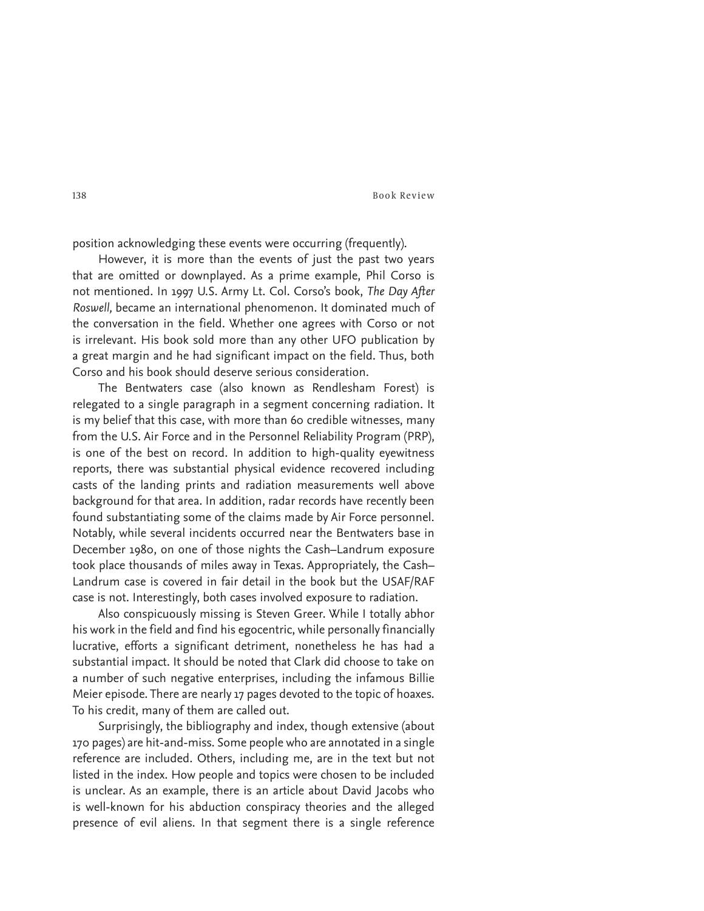position acknowledging these events were occurring (frequently).

However, it is more than the events of just the past two years that are omitted or downplayed. As a prime example, Phil Corso is not mentioned. In 1997 U.S. Army Lt. Col. Corso's book, *The Day After Roswell,* became an international phenomenon. It dominated much of the conversation in the field. Whether one agrees with Corso or not is irrelevant. His book sold more than any other UFO publication by a great margin and he had significant impact on the field. Thus, both Corso and his book should deserve serious consideration.

The Bentwaters case (also known as Rendlesham Forest) is relegated to a single paragraph in a segment concerning radiation. It is my belief that this case, with more than 60 credible witnesses, many from the U.S. Air Force and in the Personnel Reliability Program (PRP), is one of the best on record. In addition to high-quality eyewitness reports, there was substantial physical evidence recovered including casts of the landing prints and radiation measurements well above background for that area. In addition, radar records have recently been found substantiating some of the claims made by Air Force personnel. Notably, while several incidents occurred near the Bentwaters base in December 1980, on one of those nights the Cash–Landrum exposure took place thousands of miles away in Texas. Appropriately, the Cash–Landrum case is covered in fair detail in the book but the USAF/RAF case is not. Interestingly, both cases involved exposure to radiation.

Also conspicuously missing is Steven Greer. While I totally abhor his work in the field and find his egocentric, while personally financially lucrative, efforts a significant detriment, nonetheless he has had a substantial impact. It should be noted that Clark did choose to take on a number of such negative enterprises, including the infamous Billie Meier episode. There are nearly 17 pages devoted to the topic of hoaxes. To his credit, many of them are called out.

Surprisingly, the bibliography and index, though extensive (about 170 pages) are hit-and-miss. Some people who are annotated in a single reference are included. Others, including me, are in the text but not listed in the index. How people and topics were chosen to be included is unclear. As an example, there is an article about David Jacobs who is well-known for his abduction conspiracy theories and the alleged presence of evil aliens. In that segment there is a single reference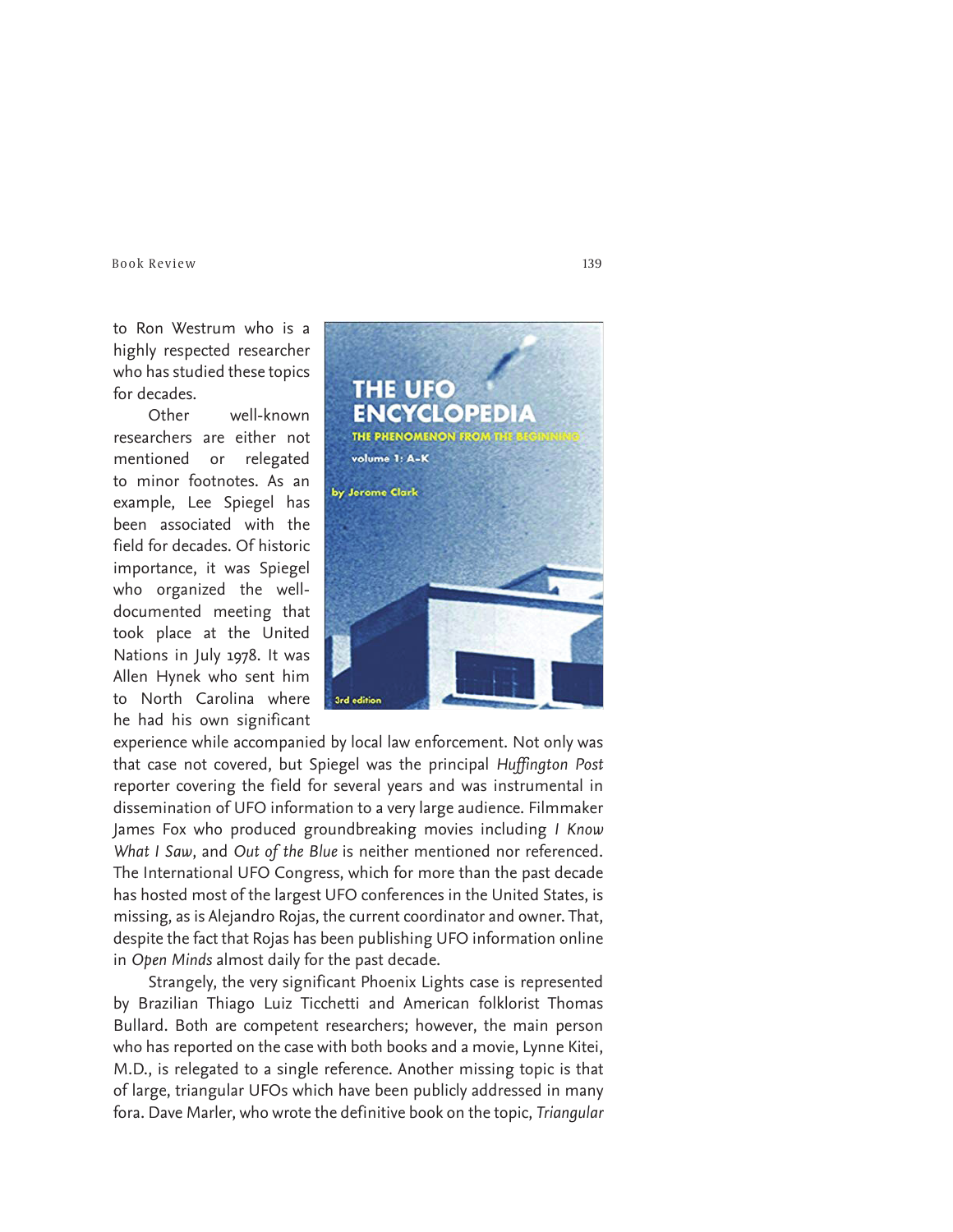to Ron Westrum who is a highly respected researcher who has studied these topics for decades.

Other well-known researchers are either not mentioned or relegated to minor footnotes. As an example, Lee Spiegel has been associated with the field for decades. Of historic importance, it was Spiegel who organized the well-documented meeting that took place at the United Nations in July 1978. It was Allen Hynek who sent him to North Carolina where he had his own significant experience while accompanied by local law enforcement. Not only was that case not covered, but Spiegel was the principal *Huffington Post* reporter covering the field for several years and was instrumental in dissemination of UFO information to a very large audience. Filmmaker James Fox who produced groundbreaking movies including *I Know What I Saw*, and *Out of the Blue* is neither mentioned nor referenced. The International UFO Congress, which for more than the past decade has hosted most of the largest UFO conferences in the United States, is missing, as is Alejandro Rojas, the current coordinator and owner. That, despite the fact that Rojas has been publishing UFO information online in *Open Minds* almost daily for the past decade.

Strangely, the very significant Phoenix Lights case is represented by Brazilian Thiago Luiz Ticchetti and American folklorist Thomas Bullard. Both are competent researchers; however, the main person who has reported on the case with both books and a movie, Lynne Kitei, M.D., is relegated to a single reference. Another missing topic is that of large, triangular UFOs which have been publicly addressed in many fora. Dave Marler, who wrote the definitive book on the topic, *Triangular*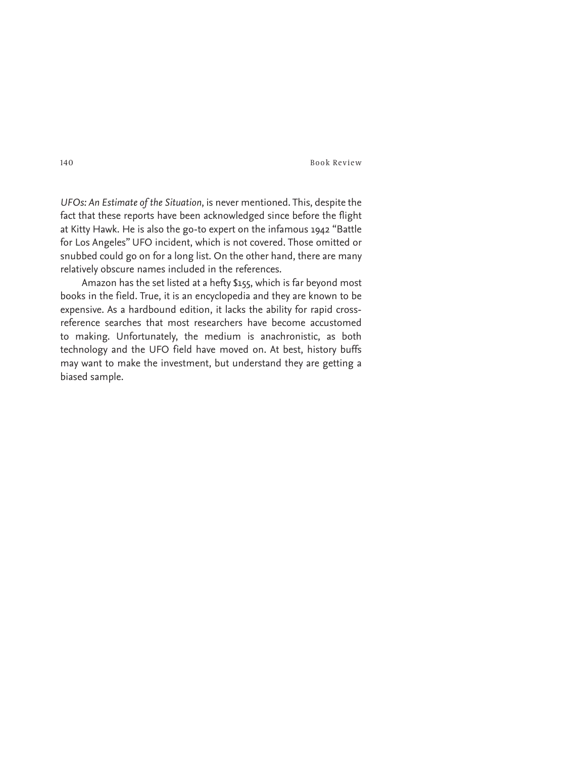*UFOs: An Estimate of the Situation*, is never mentioned. This, despite the fact that these reports have been acknowledged since before the flight at Kitty Hawk. He is also the go-to expert on the infamous 1942 "Battle for Los Angeles" UFO incident, which is not covered. Those omitted or snubbed could go on for a long list. On the other hand, there are many relatively obscure names included in the references.

Amazon has the set listed at a hefty $155, which is far beyond most books in the field. True, it is an encyclopedia and they are known to be expensive. As a hardbound edition, it lacks the ability for rapid cross-reference searches that most researchers have become accustomed to making. Unfortunately, the medium is anachronistic, as both technology and the UFO field have moved on. At best, history buffs may want to make the investment, but understand they are getting a biased sample.